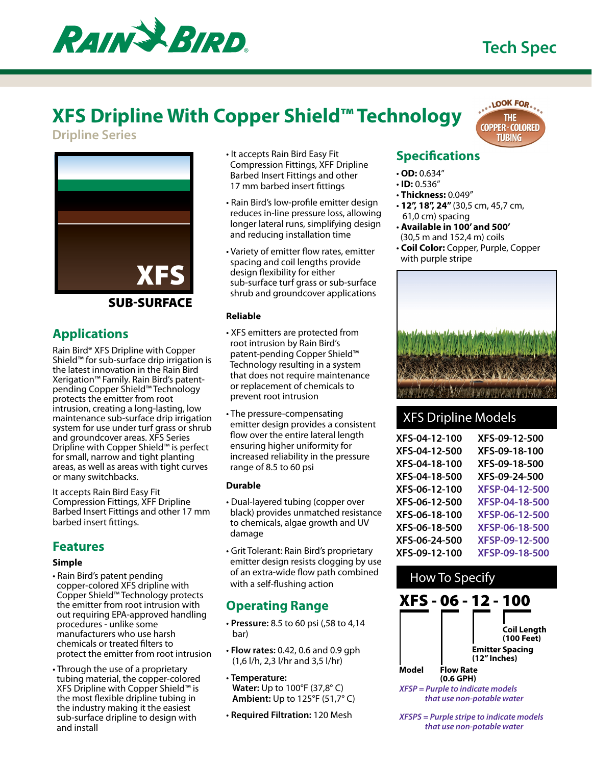# XFS Dripline With Copper Shield™ Technology

**Dripline Series**

LOOK FOR THE COPPER-COLORED TUBING

XFS

SUB-SURFACE

## Applications

Rain Bird® XFS Dripline with Copper Shield™ for sub-surface drip irrigation is the latest innovation in the Rain Bird Xerigation™ Family. Rain Bird's patent-pending Copper Shield™ Technology protects the emitter from root intrusion, creating a long-lasting, low maintenance sub-surface drip irrigation system for use under turf grass or shrub and groundcover areas. XFS Series Dripline with Copper Shield™ is perfect for small, narrow and tight planting areas, as well as areas with tight curves or many switchbacks.

It accepts Rain Bird Easy Fit Compression Fittings, XFF Dripline Barbed Insert Fittings and other 17 mm barbed insert fittings.

## Features

### Simple

- Rain Bird's patent pending copper-colored XFS dripline with Copper Shield™ Technology protects the emitter from root intrusion with out requiring EPA-approved handling procedures - unlike some manufacturers who use harsh chemicals or treated filters to protect the emitter from root intrusion
- Through the use of a proprietary tubing material, the copper-colored XFS Dripline with Copper Shield™ is the most flexible dripline tubing in the industry making it the easiest sub-surface dripline to design with and install
- It accepts Rain Bird Easy Fit Compression Fittings, XFF Dripline Barbed Insert Fittings and other 17 mm barbed insert fittings
- Rain Bird's low-profile emitter design reduces in-line pressure loss, allowing longer lateral runs, simplifying design and reducing installation time
- Variety of emitter flow rates, emitter spacing and coil lengths provide design flexibility for either sub-surface turf grass or sub-surface shrub and groundcover applications

### Reliable

- XFS emitters are protected from root intrusion by Rain Bird's patent-pending Copper Shield™ Technology resulting in a system that does not require maintenance or replacement of chemicals to prevent root intrusion
- The pressure-compensating emitter design provides a consistent flow over the entire lateral length ensuring higher uniformity for increased reliability in the pressure range of 8.5 to 60 psi

### Durable

- Dual-layered tubing (copper over black) provides unmatched resistance to chemicals, algae growth and UV damage
- Grit Tolerant: Rain Bird's proprietary emitter design resists clogging by use of an extra-wide flow path combined with a self-flushing action

## Operating Range

- **Pressure:** 8.5 to 60 psi (,58 to 4,14 bar)
- **Flow rates:** 0.42, 0.6 and 0.9 gph (1,6 l/h, 2,3 l/hr and 3,5 l/hr)
- **Temperature:**
  **Water:** Up to 100°F (37,8° C)
  **Ambient:** Up to 125°F (51,7° C)
- **Required Filtration:** 120 Mesh

## Specifications

- **OD:** 0.634"
- **ID:** 0.536"
- **Thickness:** 0.049"
- **12", 18", 24"** (30,5 cm, 45,7 cm, 61,0 cm) spacing
- **Available in 100' and 500'** (30,5 m and 152,4 m) coils
- **Coil Color:** Copper, Purple, Copper with purple stripe

## XFS Dripline Models

| | |
|---|---|
| XFS-04-12-100 | XFS-09-12-500 |
| XFS-04-12-500 | XFS-09-18-100 |
| XFS-04-18-100 | XFS-09-18-500 |
| XFS-04-18-500 | XFS-09-24-500 |
| XFS-06-12-100 | XFSP-04-12-500 |
| XFS-06-12-500 | XFSP-04-18-500 |
| XFS-06-18-100 | XFSP-06-12-500 |
| XFS-06-18-500 | XFSP-06-18-500 |
| XFS-06-24-500 | XFSP-09-12-500 |
| XFS-09-12-100 | XFSP-09-18-500 |

## How To Specify

**XFS - 06 - 12 - 100**

- **Model:** XFS
- **Flow Rate (0.6 GPH):** 06
- **Emitter Spacing (12" Inches):** 12
- **Coil Length (100 Feet):** 100

*XFSP = Purple to indicate models that use non-potable water*

*XFSPS = Purple stripe to indicate models that use non-potable water*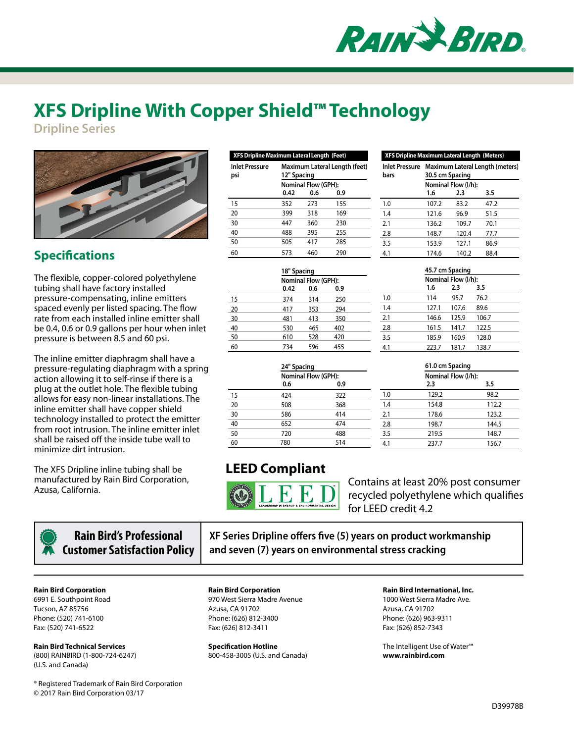# XFS Dripline With Copper Shield™ Technology

**Dripline Series**

## Specifications

The flexible, copper-colored polyethylene tubing shall have factory installed pressure-compensating, inline emitters spaced evenly per listed spacing. The flow rate from each installed inline emitter shall be 0.4, 0.6 or 0.9 gallons per hour when inlet pressure is between 8.5 and 60 psi.

The inline emitter diaphragm shall have a pressure-regulating diaphragm with a spring action allowing it to self-rinse if there is a plug at the outlet hole. The flexible tubing allows for easy non-linear installations. The inline emitter shall have copper shield technology installed to protect the emitter from root intrusion. The inline emitter inlet shall be raised off the inside tube wall to minimize dirt intrusion.

The XFS Dripline inline tubing shall be manufactured by Rain Bird Corporation, Azusa, California.

**XFS Dripline Maximum Lateral Length (Feet)**

| Inlet Pressure psi | Maximum Lateral Length (feet) 12" Spacing Nominal Flow (GPH): 0.42 | 0.6 | 0.9 |
|---|---|---|---|
| 15 | 352 | 273 | 155 |
| 20 | 399 | 318 | 169 |
| 30 | 447 | 360 | 230 |
| 40 | 488 | 395 | 255 |
| 50 | 505 | 417 | 285 |
| 60 | 573 | 460 | 290 |

| Inlet Pressure psi | 18" Spacing Nominal Flow (GPH): 0.42 | 0.6 | 0.9 |
|---|---|---|---|
| 15 | 374 | 314 | 250 |
| 20 | 417 | 353 | 294 |
| 30 | 481 | 413 | 350 |
| 40 | 530 | 465 | 402 |
| 50 | 610 | 528 | 420 |
| 60 | 734 | 596 | 455 |

| Inlet Pressure psi | 24" Spacing Nominal Flow (GPH): 0.6 | 0.9 |
|---|---|---|
| 15 | 424 | 322 |
| 20 | 508 | 368 |
| 30 | 586 | 414 |
| 40 | 652 | 474 |
| 50 | 720 | 488 |
| 60 | 780 | 514 |

**XFS Dripline Maximum Lateral Length (Meters)**

| Inlet Pressure bars | Maximum Lateral Length (meters) 30.5 cm Spacing Nominal Flow (l/h): 1.6 | 2.3 | 3.5 |
|---|---|---|---|
| 1.0 | 107.2 | 83.2 | 47.2 |
| 1.4 | 121.6 | 96.9 | 51.5 |
| 2.1 | 136.2 | 109.7 | 70.1 |
| 2.8 | 148.7 | 120.4 | 77.7 |
| 3.5 | 153.9 | 127.1 | 86.9 |
| 4.1 | 174.6 | 140.2 | 88.4 |

| Inlet Pressure bars | 45.7 cm Spacing Nominal Flow (l/h): 1.6 | 2.3 | 3.5 |
|---|---|---|---|
| 1.0 | 114 | 95.7 | 76.2 |
| 1.4 | 127.1 | 107.6 | 89.6 |
| 2.1 | 146.6 | 125.9 | 106.7 |
| 2.8 | 161.5 | 141.7 | 122.5 |
| 3.5 | 185.9 | 160.9 | 128.0 |
| 4.1 | 223.7 | 181.7 | 138.7 |

| Inlet Pressure bars | 61.0 cm Spacing Nominal Flow (l/h): 2.3 | 3.5 |
|---|---|---|
| 1.0 | 129.2 | 98.2 |
| 1.4 | 154.8 | 112.2 |
| 2.1 | 178.6 | 123.2 |
| 2.8 | 198.7 | 144.5 |
| 3.5 | 219.5 | 148.7 |
| 4.1 | 237.7 | 156.7 |

## LEED Compliant

Contains at least 20% post consumer recycled polyethylene which qualifies for LEED credit 4.2

**Rain Bird's Professional Customer Satisfaction Policy**

**XF Series Dripline offers five (5) years on product workmanship and seven (7) years on environmental stress cracking**

**Rain Bird Corporation**
6991 E. Southpoint Road
Tucson, AZ 85756
Phone: (520) 741-6100
Fax: (520) 741-6522

**Rain Bird Technical Services**
(800) RAINBIRD (1-800-724-6247)
(U.S. and Canada)

**Rain Bird Corporation**
970 West Sierra Madre Avenue
Azusa, CA 91702
Phone: (626) 812-3400
Fax: (626) 812-3411

**Specification Hotline**
800-458-3005 (U.S. and Canada)

**Rain Bird International, Inc.**
1000 West Sierra Madre Ave.
Azusa, CA 91702
Phone: (626) 963-9311
Fax: (626) 852-7343

The Intelligent Use of Water™
**www.rainbird.com**

® Registered Trademark of Rain Bird Corporation
© 2017 Rain Bird Corporation 03/17

D39978B